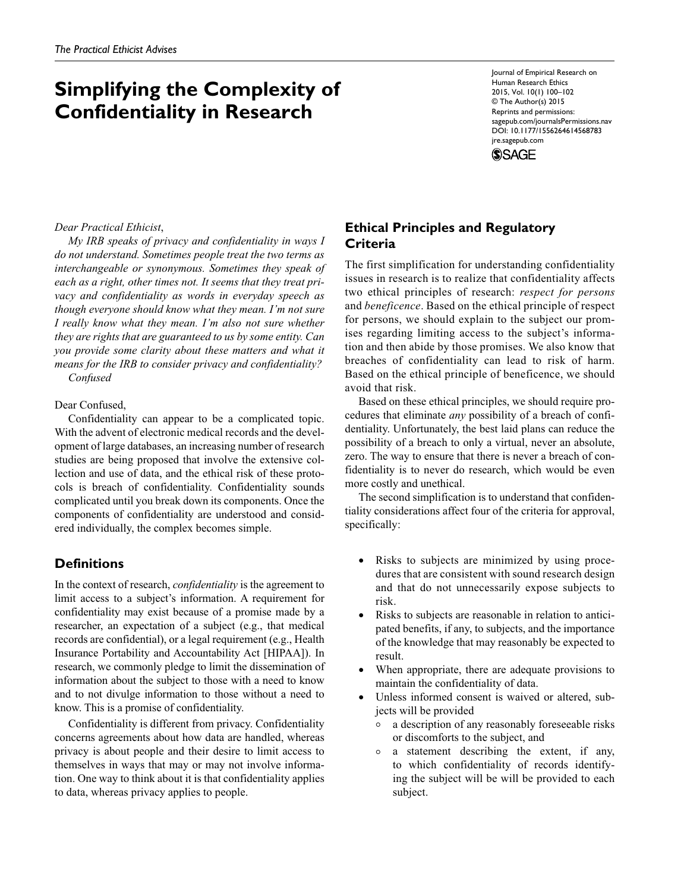# Simplifying the Complexity of Confidentiality in Research

*Dear Practical Ethicist,*

*My IRB speaks of privacy and confidentiality in ways I do not understand. Sometimes people treat the two terms as interchangeable or synonymous. Sometimes they speak of each as a right, other times not. It seems that they treat privacy and confidentiality as words in everyday speech as though everyone should know what they mean. I'm not sure I really know what they mean. I'm also not sure whether they are rights that are guaranteed to us by some entity. Can you provide some clarity about these matters and what it means for the IRB to consider privacy and confidentiality?*

*Confused*

Dear Confused,

Confidentiality can appear to be a complicated topic. With the advent of electronic medical records and the development of large databases, an increasing number of research studies are being proposed that involve the extensive collection and use of data, and the ethical risk of these protocols is breach of confidentiality. Confidentiality sounds complicated until you break down its components. Once the components of confidentiality are understood and considered individually, the complex becomes simple.

## Definitions

In the context of research, *confidentiality* is the agreement to limit access to a subject's information. A requirement for confidentiality may exist because of a promise made by a researcher, an expectation of a subject (e.g., that medical records are confidential), or a legal requirement (e.g., Health Insurance Portability and Accountability Act [HIPAA]). In research, we commonly pledge to limit the dissemination of information about the subject to those with a need to know and to not divulge information to those without a need to know. This is a promise of confidentiality.

Confidentiality is different from privacy. Confidentiality concerns agreements about how data are handled, whereas privacy is about people and their desire to limit access to themselves in ways that may or may not involve information. One way to think about it is that confidentiality applies to data, whereas privacy applies to people.

## Ethical Principles and Regulatory Criteria

The first simplification for understanding confidentiality issues in research is to realize that confidentiality affects two ethical principles of research: *respect for persons* and *beneficence*. Based on the ethical principle of respect for persons, we should explain to the subject our promises regarding limiting access to the subject's information and then abide by those promises. We also know that breaches of confidentiality can lead to risk of harm. Based on the ethical principle of beneficence, we should avoid that risk.

Based on these ethical principles, we should require procedures that eliminate *any* possibility of a breach of confidentiality. Unfortunately, the best laid plans can reduce the possibility of a breach to only a virtual, never an absolute, zero. The way to ensure that there is never a breach of confidentiality is to never do research, which would be even more costly and unethical.

The second simplification is to understand that confidentiality considerations affect four of the criteria for approval, specifically:

- Risks to subjects are minimized by using procedures that are consistent with sound research design and that do not unnecessarily expose subjects to risk.
- Risks to subjects are reasonable in relation to anticipated benefits, if any, to subjects, and the importance of the knowledge that may reasonably be expected to result.
- When appropriate, there are adequate provisions to maintain the confidentiality of data.
- Unless informed consent is waived or altered, subjects will be provided
  - a description of any reasonably foreseeable risks or discomforts to the subject, and
  - a statement describing the extent, if any, to which confidentiality of records identifying the subject will be will be provided to each subject.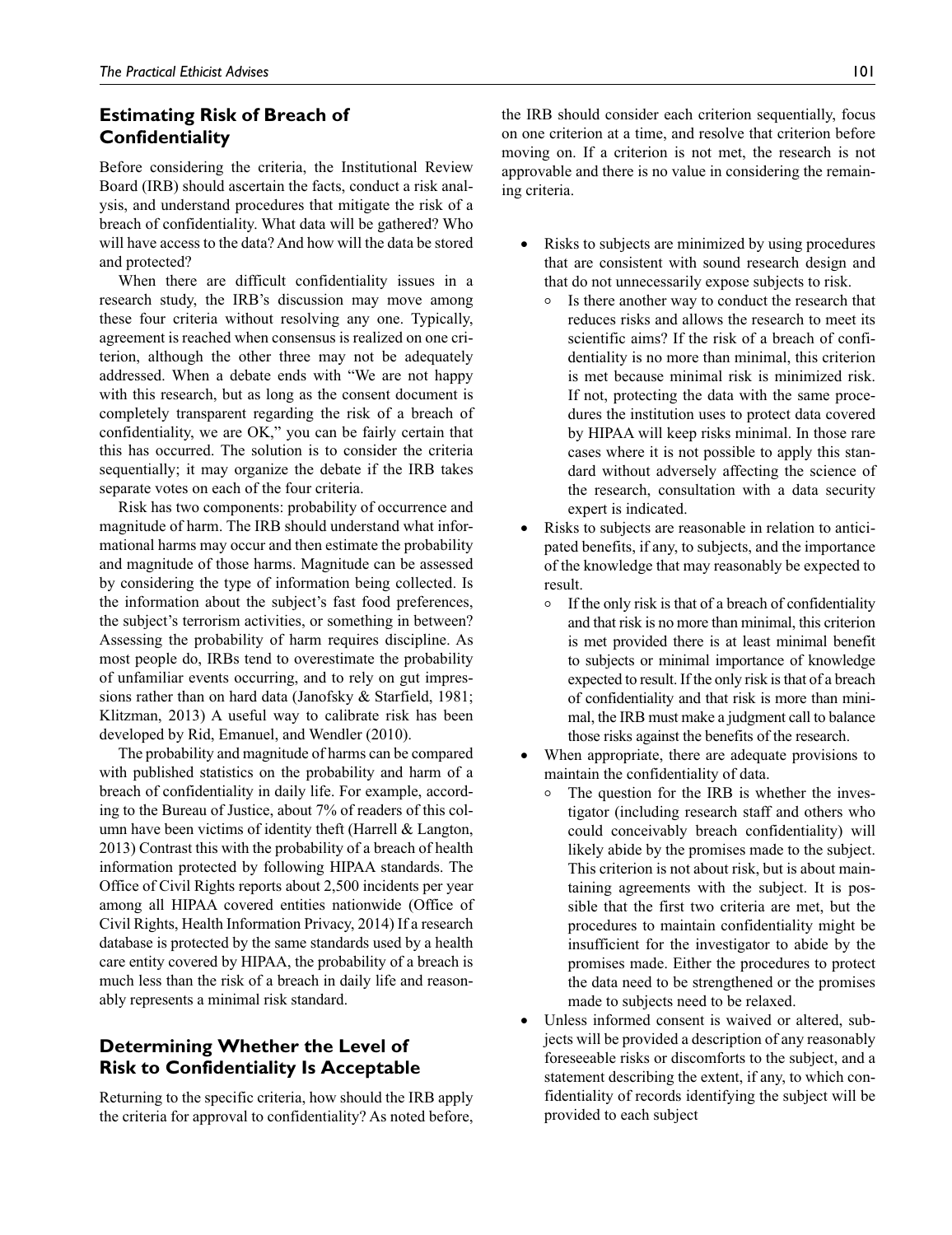## Estimating Risk of Breach of Confidentiality

Before considering the criteria, the Institutional Review Board (IRB) should ascertain the facts, conduct a risk analysis, and understand procedures that mitigate the risk of a breach of confidentiality. What data will be gathered? Who will have access to the data? And how will the data be stored and protected?

When there are difficult confidentiality issues in a research study, the IRB's discussion may move among these four criteria without resolving any one. Typically, agreement is reached when consensus is realized on one criterion, although the other three may not be adequately addressed. When a debate ends with "We are not happy with this research, but as long as the consent document is completely transparent regarding the risk of a breach of confidentiality, we are OK," you can be fairly certain that this has occurred. The solution is to consider the criteria sequentially; it may organize the debate if the IRB takes separate votes on each of the four criteria.

Risk has two components: probability of occurrence and magnitude of harm. The IRB should understand what informational harms may occur and then estimate the probability and magnitude of those harms. Magnitude can be assessed by considering the type of information being collected. Is the information about the subject's fast food preferences, the subject's terrorism activities, or something in between? Assessing the probability of harm requires discipline. As most people do, IRBs tend to overestimate the probability of unfamiliar events occurring, and to rely on gut impressions rather than on hard data (Janofsky & Starfield, 1981; Klitzman, 2013) A useful way to calibrate risk has been developed by Rid, Emanuel, and Wendler (2010).

The probability and magnitude of harms can be compared with published statistics on the probability and harm of a breach of confidentiality in daily life. For example, according to the Bureau of Justice, about 7% of readers of this column have been victims of identity theft (Harrell & Langton, 2013) Contrast this with the probability of a breach of health information protected by following HIPAA standards. The Office of Civil Rights reports about 2,500 incidents per year among all HIPAA covered entities nationwide (Office of Civil Rights, Health Information Privacy, 2014) If a research database is protected by the same standards used by a health care entity covered by HIPAA, the probability of a breach is much less than the risk of a breach in daily life and reasonably represents a minimal risk standard.

## Determining Whether the Level of Risk to Confidentiality Is Acceptable

Returning to the specific criteria, how should the IRB apply the criteria for approval to confidentiality? As noted before, the IRB should consider each criterion sequentially, focus on one criterion at a time, and resolve that criterion before moving on. If a criterion is not met, the research is not approvable and there is no value in considering the remaining criteria.

- Risks to subjects are minimized by using procedures that are consistent with sound research design and that do not unnecessarily expose subjects to risk.
  - Is there another way to conduct the research that reduces risks and allows the research to meet its scientific aims? If the risk of a breach of confidentiality is no more than minimal, this criterion is met because minimal risk is minimized risk. If not, protecting the data with the same procedures the institution uses to protect data covered by HIPAA will keep risks minimal. In those rare cases where it is not possible to apply this standard without adversely affecting the science of the research, consultation with a data security expert is indicated.
- Risks to subjects are reasonable in relation to anticipated benefits, if any, to subjects, and the importance of the knowledge that may reasonably be expected to result.
  - If the only risk is that of a breach of confidentiality and that risk is no more than minimal, this criterion is met provided there is at least minimal benefit to subjects or minimal importance of knowledge expected to result. If the only risk is that of a breach of confidentiality and that risk is more than minimal, the IRB must make a judgment call to balance those risks against the benefits of the research.
- When appropriate, there are adequate provisions to maintain the confidentiality of data.
  - The question for the IRB is whether the investigator (including research staff and others who could conceivably breach confidentiality) will likely abide by the promises made to the subject. This criterion is not about risk, but is about maintaining agreements with the subject. It is possible that the first two criteria are met, but the procedures to maintain confidentiality might be insufficient for the investigator to abide by the promises made. Either the procedures to protect the data need to be strengthened or the promises made to subjects need to be relaxed.
- Unless informed consent is waived or altered, subjects will be provided a description of any reasonably foreseeable risks or discomforts to the subject, and a statement describing the extent, if any, to which confidentiality of records identifying the subject will be provided to each subject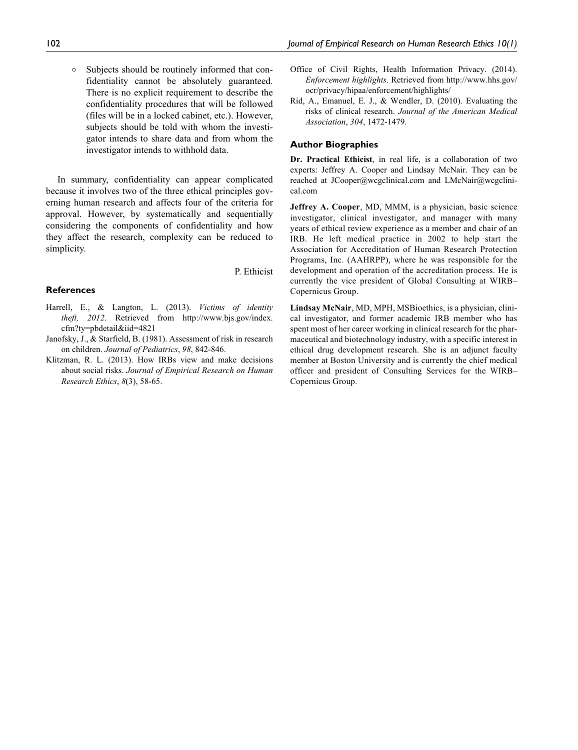- Subjects should be routinely informed that confidentiality cannot be absolutely guaranteed. There is no explicit requirement to describe the confidentiality procedures that will be followed (files will be in a locked cabinet, etc.). However, subjects should be told with whom the investigator intends to share data and from whom the investigator intends to withhold data.

In summary, confidentiality can appear complicated because it involves two of the three ethical principles governing human research and affects four of the criteria for approval. However, by systematically and sequentially considering the components of confidentiality and how they affect the research, complexity can be reduced to simplicity.

P. Ethicist

## References

Harrell, E., & Langton, L. (2013). *Victims of identity theft, 2012*. Retrieved from http://www.bjs.gov/index.cfm?ty=pbdetail&iid=4821

Janofsky, J., & Starfield, B. (1981). Assessment of risk in research on children. *Journal of Pediatrics*, *98*, 842-846.

Klitzman, R. L. (2013). How IRBs view and make decisions about social risks. *Journal of Empirical Research on Human Research Ethics*, *8*(3), 58-65.

Office of Civil Rights, Health Information Privacy. (2014). *Enforcement highlights*. Retrieved from http://www.hhs.gov/ocr/privacy/hipaa/enforcement/highlights/

Rid, A., Emanuel, E. J., & Wendler, D. (2010). Evaluating the risks of clinical research. *Journal of the American Medical Association*, *304*, 1472-1479.

## Author Biographies

**Dr. Practical Ethicist**, in real life, is a collaboration of two experts: Jeffrey A. Cooper and Lindsay McNair. They can be reached at JCooper@wcgclinical.com and LMcNair@wcgclinical.com

**Jeffrey A. Cooper**, MD, MMM, is a physician, basic science investigator, clinical investigator, and manager with many years of ethical review experience as a member and chair of an IRB. He left medical practice in 2002 to help start the Association for Accreditation of Human Research Protection Programs, Inc. (AAHRPP), where he was responsible for the development and operation of the accreditation process. He is currently the vice president of Global Consulting at WIRB–Copernicus Group.

**Lindsay McNair**, MD, MPH, MSBioethics, is a physician, clinical investigator, and former academic IRB member who has spent most of her career working in clinical research for the pharmaceutical and biotechnology industry, with a specific interest in ethical drug development research. She is an adjunct faculty member at Boston University and is currently the chief medical officer and president of Consulting Services for the WIRB–Copernicus Group.